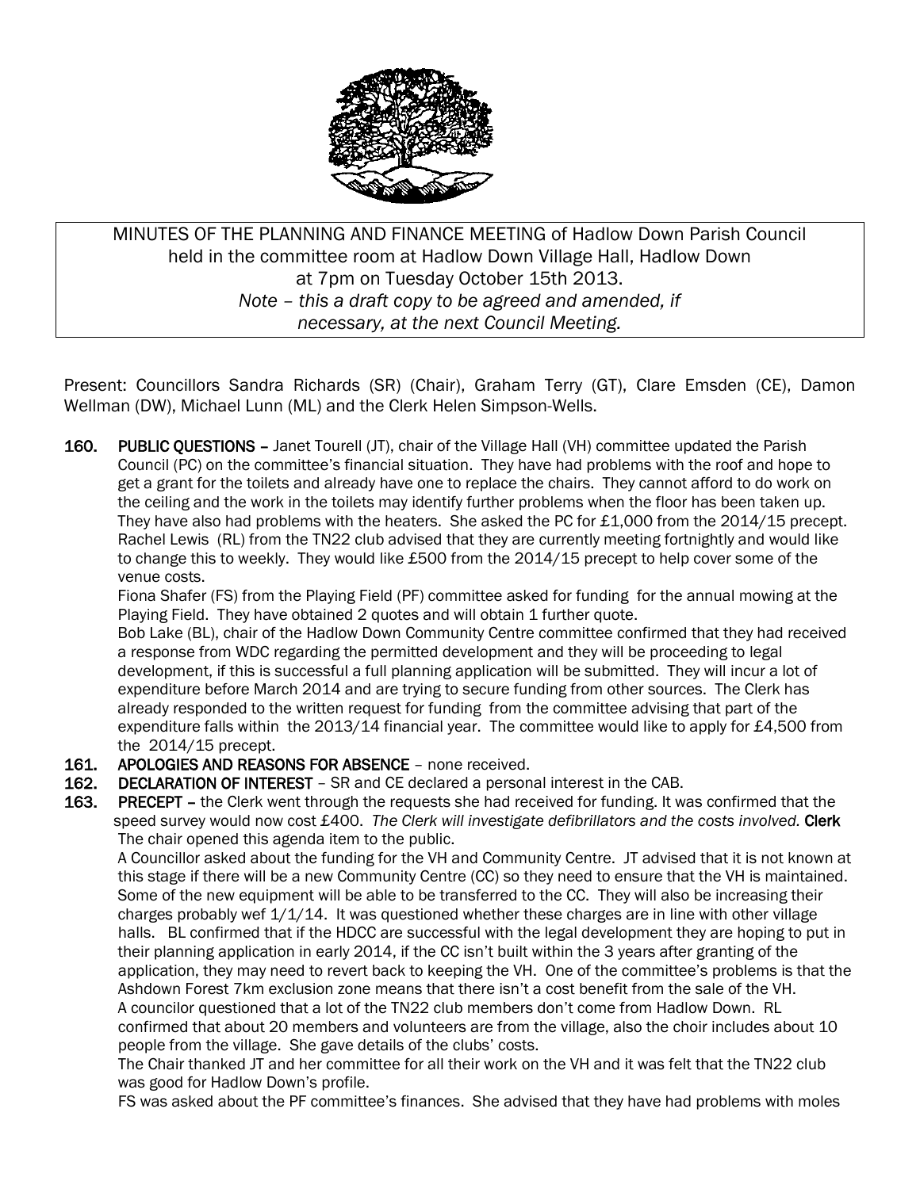MINUTES OF THE PLANNING AND FINANCE MEETING of Hadlow Down Parish Council held in the committee room at Hadlow Down Village Hall, Hadlow Down at 7pm on Tuesday October 15th 2013.
*Note – this a draft copy to be agreed and amended, if necessary, at the next Council Meeting.*

Present: Councillors Sandra Richards (SR) (Chair), Graham Terry (GT), Clare Emsden (CE), Damon Wellman (DW), Michael Lunn (ML) and the Clerk Helen Simpson-Wells.

**160. PUBLIC QUESTIONS –** Janet Tourell (JT), chair of the Village Hall (VH) committee updated the Parish Council (PC) on the committee's financial situation. They have had problems with the roof and hope to get a grant for the toilets and already have one to replace the chairs. They cannot afford to do work on the ceiling and the work in the toilets may identify further problems when the floor has been taken up. They have also had problems with the heaters. She asked the PC for £1,000 from the 2014/15 precept. Rachel Lewis (RL) from the TN22 club advised that they are currently meeting fortnightly and would like to change this to weekly. They would like £500 from the 2014/15 precept to help cover some of the venue costs.

Fiona Shafer (FS) from the Playing Field (PF) committee asked for funding for the annual mowing at the Playing Field. They have obtained 2 quotes and will obtain 1 further quote.

Bob Lake (BL), chair of the Hadlow Down Community Centre committee confirmed that they had received a response from WDC regarding the permitted development and they will be proceeding to legal development, if this is successful a full planning application will be submitted. They will incur a lot of expenditure before March 2014 and are trying to secure funding from other sources. The Clerk has already responded to the written request for funding from the committee advising that part of the expenditure falls within the 2013/14 financial year. The committee would like to apply for £4,500 from the 2014/15 precept.

**161. APOLOGIES AND REASONS FOR ABSENCE** – none received.

**162. DECLARATION OF INTEREST** – SR and CE declared a personal interest in the CAB.

**163. PRECEPT –** the Clerk went through the requests she had received for funding. It was confirmed that the speed survey would now cost £400. *The Clerk will investigate defibrillators and the costs involved.* **Clerk**

The chair opened this agenda item to the public.

A Councillor asked about the funding for the VH and Community Centre. JT advised that it is not known at this stage if there will be a new Community Centre (CC) so they need to ensure that the VH is maintained. Some of the new equipment will be able to be transferred to the CC. They will also be increasing their charges probably wef 1/1/14. It was questioned whether these charges are in line with other village halls. BL confirmed that if the HDCC are successful with the legal development they are hoping to put in their planning application in early 2014, if the CC isn't built within the 3 years after granting of the application, they may need to revert back to keeping the VH. One of the committee's problems is that the Ashdown Forest 7km exclusion zone means that there isn't a cost benefit from the sale of the VH.

A councilor questioned that a lot of the TN22 club members don't come from Hadlow Down. RL confirmed that about 20 members and volunteers are from the village, also the choir includes about 10 people from the village. She gave details of the clubs' costs.

The Chair thanked JT and her committee for all their work on the VH and it was felt that the TN22 club was good for Hadlow Down's profile.

FS was asked about the PF committee's finances. She advised that they have had problems with moles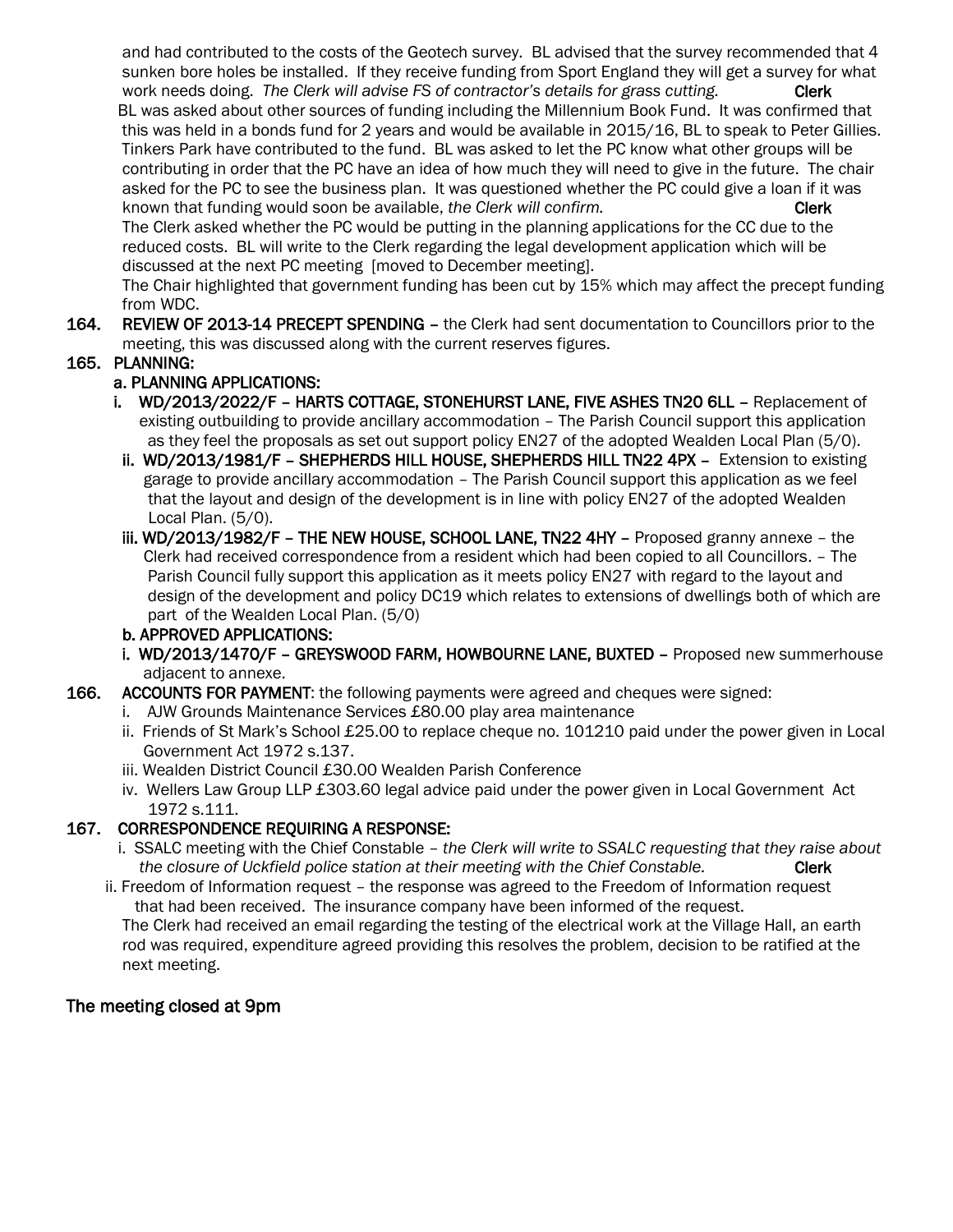and had contributed to the costs of the Geotech survey. BL advised that the survey recommended that 4 sunken bore holes be installed. If they receive funding from Sport England they will get a survey for what work needs doing. *The Clerk will advise FS of contractor's details for grass cutting.* **Clerk**

BL was asked about other sources of funding including the Millennium Book Fund. It was confirmed that this was held in a bonds fund for 2 years and would be available in 2015/16, BL to speak to Peter Gillies. Tinkers Park have contributed to the fund. BL was asked to let the PC know what other groups will be contributing in order that the PC have an idea of how much they will need to give in the future. The chair asked for the PC to see the business plan. It was questioned whether the PC could give a loan if it was known that funding would soon be available, *the Clerk will confirm.* **Clerk**

The Clerk asked whether the PC would be putting in the planning applications for the CC due to the reduced costs. BL will write to the Clerk regarding the legal development application which will be discussed at the next PC meeting [moved to December meeting].

The Chair highlighted that government funding has been cut by 15% which may affect the precept funding from WDC.

**164. REVIEW OF 2013-14 PRECEPT SPENDING** – the Clerk had sent documentation to Councillors prior to the meeting, this was discussed along with the current reserves figures.

**165. PLANNING:**

**a. PLANNING APPLICATIONS:**

i. **WD/2013/2022/F – HARTS COTTAGE, STONEHURST LANE, FIVE ASHES TN20 6LL –** Replacement of existing outbuilding to provide ancillary accommodation – The Parish Council support this application as they feel the proposals as set out support policy EN27 of the adopted Wealden Local Plan (5/0).

ii. **WD/2013/1981/F – SHEPHERDS HILL HOUSE, SHEPHERDS HILL TN22 4PX –** Extension to existing garage to provide ancillary accommodation – The Parish Council support this application as we feel that the layout and design of the development is in line with policy EN27 of the adopted Wealden Local Plan. (5/0).

iii. **WD/2013/1982/F – THE NEW HOUSE, SCHOOL LANE, TN22 4HY –** Proposed granny annexe – the Clerk had received correspondence from a resident which had been copied to all Councillors. – The Parish Council fully support this application as it meets policy EN27 with regard to the layout and design of the development and policy DC19 which relates to extensions of dwellings both of which are part of the Wealden Local Plan. (5/0)

**b. APPROVED APPLICATIONS:**

i. **WD/2013/1470/F – GREYSWOOD FARM, HOWBOURNE LANE, BUXTED –** Proposed new summerhouse adjacent to annexe.

**166. ACCOUNTS FOR PAYMENT**: the following payments were agreed and cheques were signed:

i. AJW Grounds Maintenance Services £80.00 play area maintenance
ii. Friends of St Mark's School £25.00 to replace cheque no. 101210 paid under the power given in Local Government Act 1972 s.137.
iii. Wealden District Council £30.00 Wealden Parish Conference
iv. Wellers Law Group LLP £303.60 legal advice paid under the power given in Local Government Act 1972 s.111.

**167. CORRESPONDENCE REQUIRING A RESPONSE:**

i. SSALC meeting with the Chief Constable – *the Clerk will write to SSALC requesting that they raise about the closure of Uckfield police station at their meeting with the Chief Constable.* **Clerk**

ii. Freedom of Information request – the response was agreed to the Freedom of Information request that had been received. The insurance company have been informed of the request.

The Clerk had received an email regarding the testing of the electrical work at the Village Hall, an earth rod was required, expenditure agreed providing this resolves the problem, decision to be ratified at the next meeting.

**The meeting closed at 9pm**